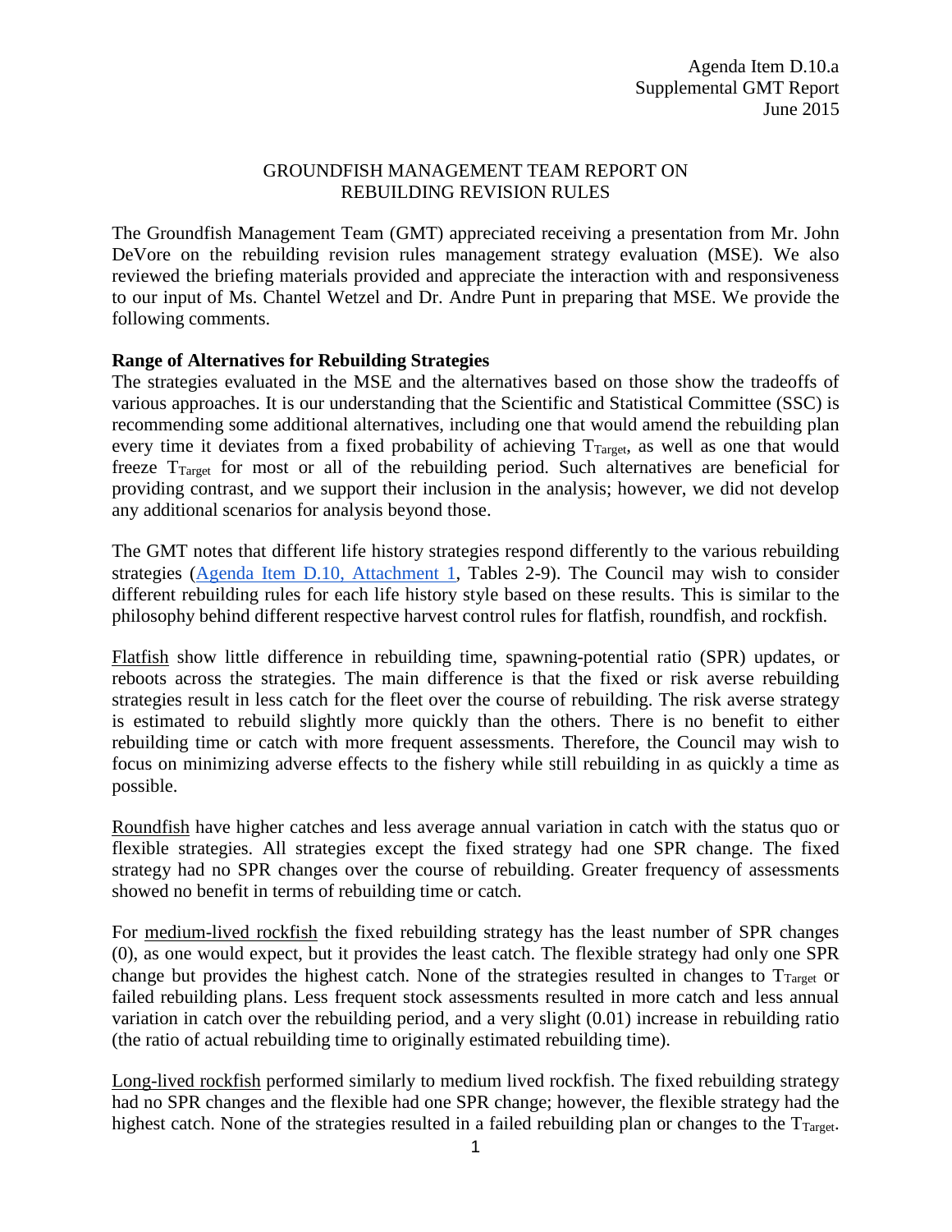Agenda Item D.10.a
Supplemental GMT Report
June 2015

# GROUNDFISH MANAGEMENT TEAM REPORT ON REBUILDING REVISION RULES

The Groundfish Management Team (GMT) appreciated receiving a presentation from Mr. John DeVore on the rebuilding revision rules management strategy evaluation (MSE). We also reviewed the briefing materials provided and appreciate the interaction with and responsiveness to our input of Ms. Chantel Wetzel and Dr. Andre Punt in preparing that MSE. We provide the following comments.

**Range of Alternatives for Rebuilding Strategies**

The strategies evaluated in the MSE and the alternatives based on those show the tradeoffs of various approaches. It is our understanding that the Scientific and Statistical Committee (SSC) is recommending some additional alternatives, including one that would amend the rebuilding plan every time it deviates from a fixed probability of achieving $T_{Target}$, as well as one that would freeze $T_{Target}$ for most or all of the rebuilding period. Such alternatives are beneficial for providing contrast, and we support their inclusion in the analysis; however, we did not develop any additional scenarios for analysis beyond those.

The GMT notes that different life history strategies respond differently to the various rebuilding strategies (Agenda Item D.10, Attachment 1, Tables 2-9). The Council may wish to consider different rebuilding rules for each life history style based on these results. This is similar to the philosophy behind different respective harvest control rules for flatfish, roundfish, and rockfish.

Flatfish show little difference in rebuilding time, spawning-potential ratio (SPR) updates, or reboots across the strategies. The main difference is that the fixed or risk averse rebuilding strategies result in less catch for the fleet over the course of rebuilding. The risk averse strategy is estimated to rebuild slightly more quickly than the others. There is no benefit to either rebuilding time or catch with more frequent assessments. Therefore, the Council may wish to focus on minimizing adverse effects to the fishery while still rebuilding in as quickly a time as possible.

Roundfish have higher catches and less average annual variation in catch with the status quo or flexible strategies. All strategies except the fixed strategy had one SPR change. The fixed strategy had no SPR changes over the course of rebuilding. Greater frequency of assessments showed no benefit in terms of rebuilding time or catch.

For medium-lived rockfish the fixed rebuilding strategy has the least number of SPR changes (0), as one would expect, but it provides the least catch. The flexible strategy had only one SPR change but provides the highest catch. None of the strategies resulted in changes to $T_{Target}$ or failed rebuilding plans. Less frequent stock assessments resulted in more catch and less annual variation in catch over the rebuilding period, and a very slight (0.01) increase in rebuilding ratio (the ratio of actual rebuilding time to originally estimated rebuilding time).

Long-lived rockfish performed similarly to medium lived rockfish. The fixed rebuilding strategy had no SPR changes and the flexible had one SPR change; however, the flexible strategy had the highest catch. None of the strategies resulted in a failed rebuilding plan or changes to the $T_{Target}$.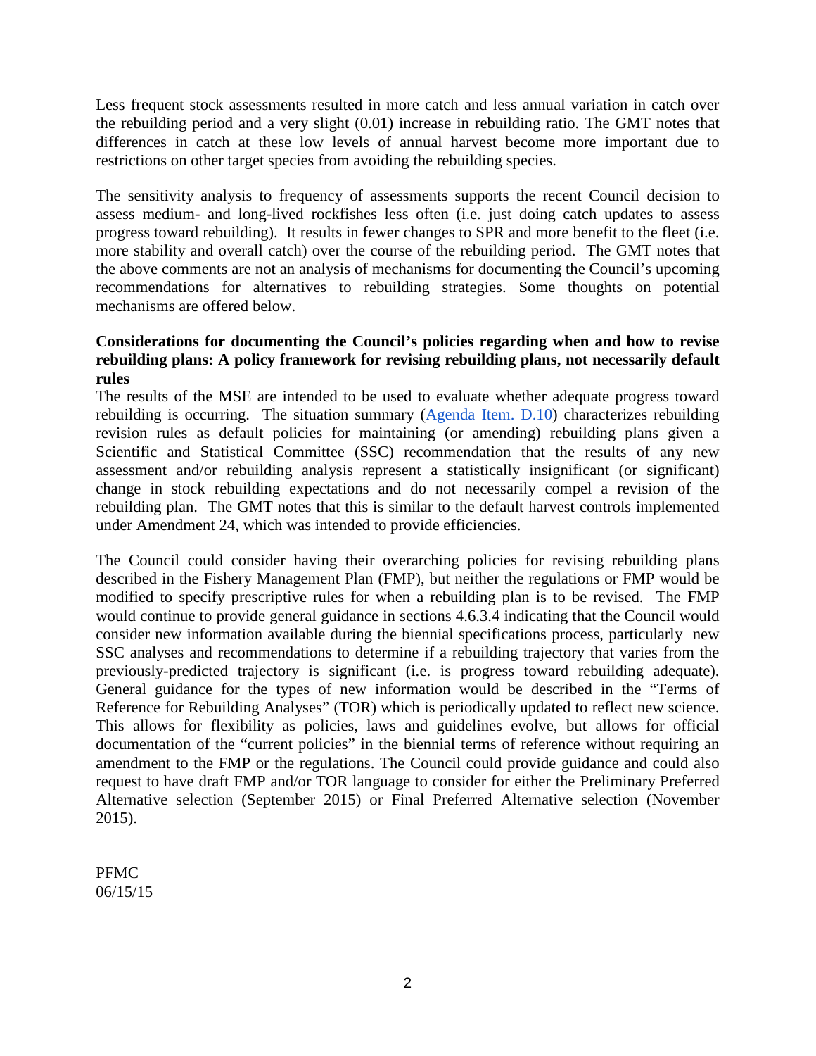Less frequent stock assessments resulted in more catch and less annual variation in catch over the rebuilding period and a very slight (0.01) increase in rebuilding ratio. The GMT notes that differences in catch at these low levels of annual harvest become more important due to restrictions on other target species from avoiding the rebuilding species.

The sensitivity analysis to frequency of assessments supports the recent Council decision to assess medium- and long-lived rockfishes less often (i.e. just doing catch updates to assess progress toward rebuilding). It results in fewer changes to SPR and more benefit to the fleet (i.e. more stability and overall catch) over the course of the rebuilding period. The GMT notes that the above comments are not an analysis of mechanisms for documenting the Council's upcoming recommendations for alternatives to rebuilding strategies. Some thoughts on potential mechanisms are offered below.

**Considerations for documenting the Council's policies regarding when and how to revise rebuilding plans: A policy framework for revising rebuilding plans, not necessarily default rules**

The results of the MSE are intended to be used to evaluate whether adequate progress toward rebuilding is occurring. The situation summary (Agenda Item. D.10) characterizes rebuilding revision rules as default policies for maintaining (or amending) rebuilding plans given a Scientific and Statistical Committee (SSC) recommendation that the results of any new assessment and/or rebuilding analysis represent a statistically insignificant (or significant) change in stock rebuilding expectations and do not necessarily compel a revision of the rebuilding plan. The GMT notes that this is similar to the default harvest controls implemented under Amendment 24, which was intended to provide efficiencies.

The Council could consider having their overarching policies for revising rebuilding plans described in the Fishery Management Plan (FMP), but neither the regulations or FMP would be modified to specify prescriptive rules for when a rebuilding plan is to be revised. The FMP would continue to provide general guidance in sections 4.6.3.4 indicating that the Council would consider new information available during the biennial specifications process, particularly new SSC analyses and recommendations to determine if a rebuilding trajectory that varies from the previously-predicted trajectory is significant (i.e. is progress toward rebuilding adequate). General guidance for the types of new information would be described in the "Terms of Reference for Rebuilding Analyses" (TOR) which is periodically updated to reflect new science. This allows for flexibility as policies, laws and guidelines evolve, but allows for official documentation of the "current policies" in the biennial terms of reference without requiring an amendment to the FMP or the regulations. The Council could provide guidance and could also request to have draft FMP and/or TOR language to consider for either the Preliminary Preferred Alternative selection (September 2015) or Final Preferred Alternative selection (November 2015).

PFMC
06/15/15